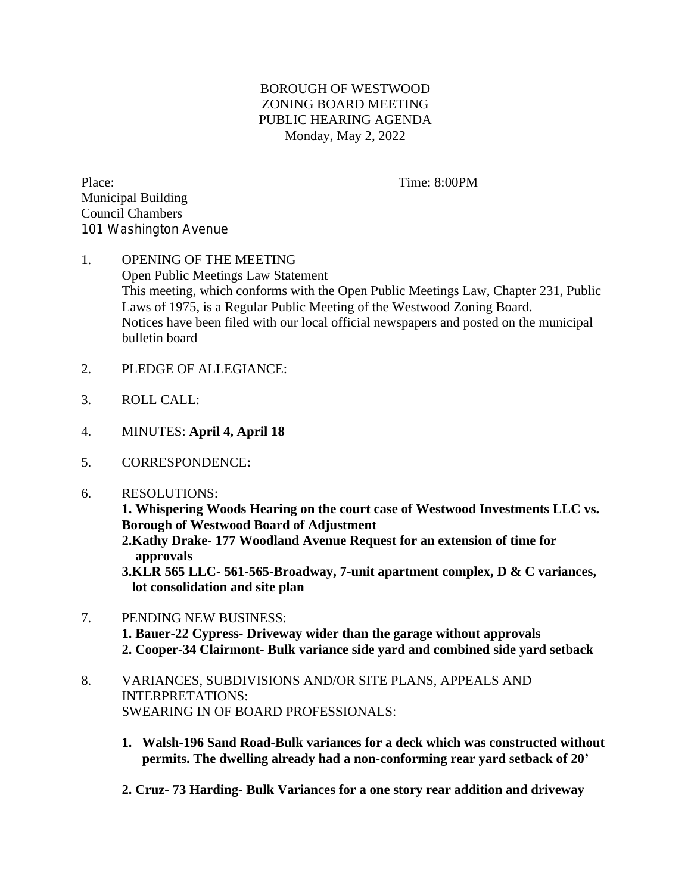# BOROUGH OF WESTWOOD
## ZONING BOARD MEETING
## PUBLIC HEARING AGENDA
Monday, May 2, 2022

Place: Time: 8:00PM
Municipal Building
Council Chambers
101 Washington Avenue

1. OPENING OF THE MEETING
   Open Public Meetings Law Statement
   This meeting, which conforms with the Open Public Meetings Law, Chapter 231, Public Laws of 1975, is a Regular Public Meeting of the Westwood Zoning Board.
   Notices have been filed with our local official newspapers and posted on the municipal bulletin board

2. PLEDGE OF ALLEGIANCE:

3. ROLL CALL:

4. MINUTES: **April 4, April 18**

5. CORRESPONDENCE**:**

6. RESOLUTIONS:
   **1. Whispering Woods Hearing on the court case of Westwood Investments LLC vs. Borough of Westwood Board of Adjustment**
   **2.Kathy Drake- 177 Woodland Avenue Request for an extension of time for approvals**
   **3.KLR 565 LLC- 561-565-Broadway, 7-unit apartment complex, D & C variances, lot consolidation and site plan**

7. PENDING NEW BUSINESS:
   **1. Bauer-22 Cypress- Driveway wider than the garage without approvals**
   **2. Cooper-34 Clairmont- Bulk variance side yard and combined side yard setback**

8. VARIANCES, SUBDIVISIONS AND/OR SITE PLANS, APPEALS AND INTERPRETATIONS:
   SWEARING IN OF BOARD PROFESSIONALS:

   1. **Walsh-196 Sand Road-Bulk variances for a deck which was constructed without permits. The dwelling already had a non-conforming rear yard setback of 20'**

   2. **Cruz- 73 Harding- Bulk Variances for a one story rear addition and driveway**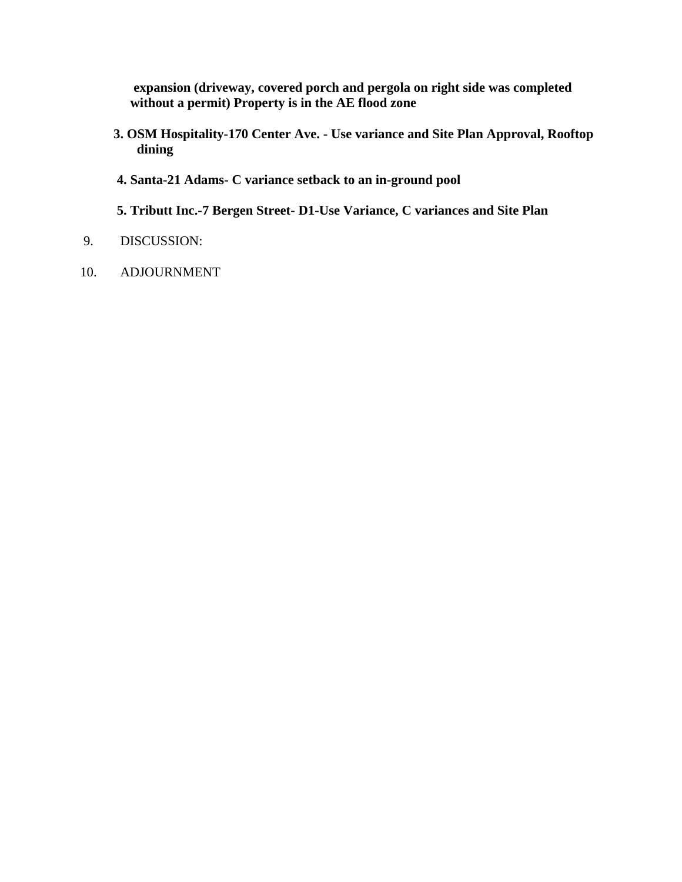**expansion (driveway, covered porch and pergola on right side was completed without a permit) Property is in the AE flood zone**

**3. OSM Hospitality-170 Center Ave. - Use variance and Site Plan Approval, Rooftop dining**

**4. Santa-21 Adams- C variance setback to an in-ground pool**

**5. Tributt Inc.-7 Bergen Street- D1-Use Variance, C variances and Site Plan**

9. DISCUSSION:

10. ADJOURNMENT